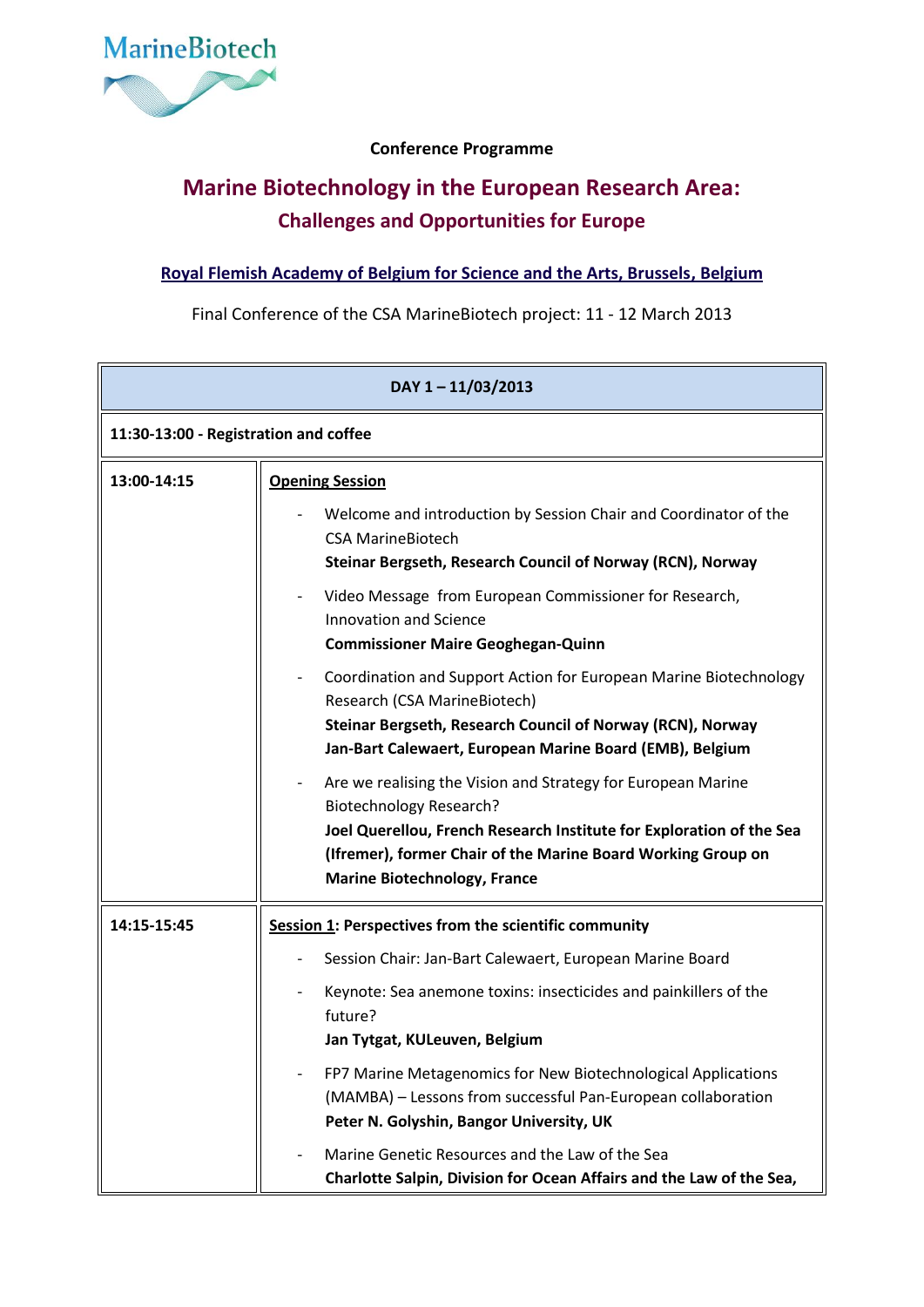MarineBiotech

**Conference Programme**

# Marine Biotechnology in the European Research Area:

## Challenges and Opportunities for Europe

**Royal Flemish Academy of Belgium for Science and the Arts, Brussels, Belgium**

Final Conference of the CSA MarineBiotech project: 11 - 12 March 2013

| DAY 1 – 11/03/2013 | |
|---|---|
| **11:30-13:00 - Registration and coffee** | |
| **13:00-14:15** | **Opening Session**<br>- Welcome and introduction by Session Chair and Coordinator of the CSA MarineBiotech<br>**Steinar Bergseth, Research Council of Norway (RCN), Norway**<br>- Video Message from European Commissioner for Research, Innovation and Science<br>**Commissioner Maire Geoghegan-Quinn**<br>- Coordination and Support Action for European Marine Biotechnology Research (CSA MarineBiotech)<br>**Steinar Bergseth, Research Council of Norway (RCN), Norway**<br>**Jan-Bart Calewaert, European Marine Board (EMB), Belgium**<br>- Are we realising the Vision and Strategy for European Marine Biotechnology Research?<br>**Joel Querellou, French Research Institute for Exploration of the Sea (Ifremer), former Chair of the Marine Board Working Group on Marine Biotechnology, France** |
| **14:15-15:45** | **Session 1: Perspectives from the scientific community**<br>- Session Chair: Jan-Bart Calewaert, European Marine Board<br>- Keynote: Sea anemone toxins: insecticides and painkillers of the future?<br>**Jan Tytgat, KULeuven, Belgium**<br>- FP7 Marine Metagenomics for New Biotechnological Applications (MAMBA) – Lessons from successful Pan-European collaboration<br>**Peter N. Golyshin, Bangor University, UK**<br>- Marine Genetic Resources and the Law of the Sea<br>**Charlotte Salpin, Division for Ocean Affairs and the Law of the Sea,** |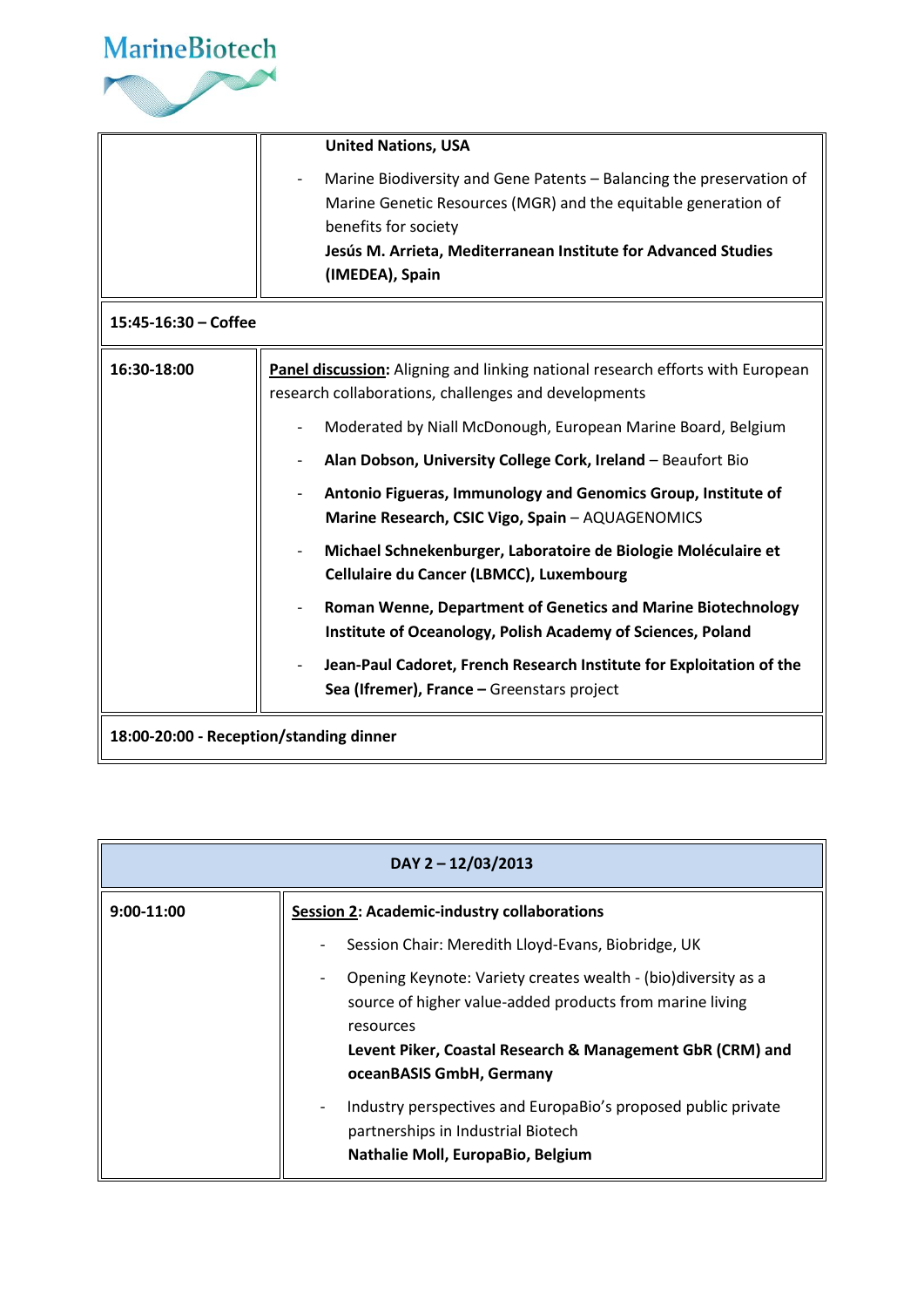| | |
|---|---|
| | **United Nations, USA**<br>- Marine Biodiversity and Gene Patents – Balancing the preservation of Marine Genetic Resources (MGR) and the equitable generation of benefits for society<br>**Jesús M. Arrieta, Mediterranean Institute for Advanced Studies (IMEDEA), Spain** |
| **15:45-16:30 – Coffee** | |
| **16:30-18:00** | **Panel discussion:** Aligning and linking national research efforts with European research collaborations, challenges and developments<br>- Moderated by Niall McDonough, European Marine Board, Belgium<br>- **Alan Dobson, University College Cork, Ireland** – Beaufort Bio<br>- **Antonio Figueras, Immunology and Genomics Group, Institute of Marine Research, CSIC Vigo, Spain** – AQUAGENOMICS<br>- **Michael Schnekenburger, Laboratoire de Biologie Moléculaire et Cellulaire du Cancer (LBMCC), Luxembourg**<br>- **Roman Wenne, Department of Genetics and Marine Biotechnology Institute of Oceanology, Polish Academy of Sciences, Poland**<br>- **Jean-Paul Cadoret, French Research Institute for Exploitation of the Sea (Ifremer), France –** Greenstars project |
| **18:00-20:00 - Reception/standing dinner** | |

| **DAY 2 – 12/03/2013** | |
|---|---|
| **9:00-11:00** | **Session 2: Academic-industry collaborations**<br>- Session Chair: Meredith Lloyd-Evans, Biobridge, UK<br>- Opening Keynote: Variety creates wealth - (bio)diversity as a source of higher value-added products from marine living resources<br>**Levent Piker, Coastal Research & Management GbR (CRM) and oceanBASIS GmbH, Germany**<br>- Industry perspectives and EuropaBio's proposed public private partnerships in Industrial Biotech<br>**Nathalie Moll, EuropaBio, Belgium** |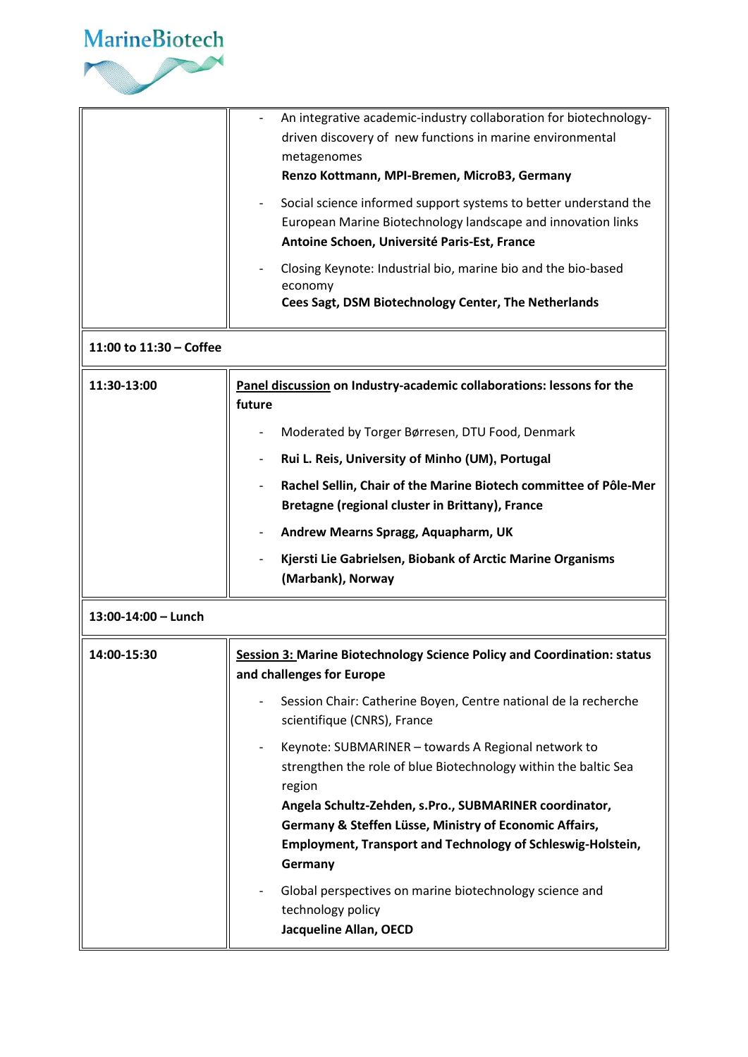| | |
|---|---|
| | - An integrative academic-industry collaboration for biotechnology-driven discovery of new functions in marine environmental metagenomes<br>**Renzo Kottmann, MPI-Bremen, MicroB3, Germany**<br>- Social science informed support systems to better understand the European Marine Biotechnology landscape and innovation links<br>**Antoine Schoen, Université Paris-Est, France**<br>- Closing Keynote: Industrial bio, marine bio and the bio-based economy<br>**Cees Sagt, DSM Biotechnology Center, The Netherlands** |
| **11:00 to 11:30 – Coffee** | |
| **11:30-13:00** | **<u>Panel discussion</u> on Industry-academic collaborations: lessons for the future**<br>- Moderated by Torger Børresen, DTU Food, Denmark<br>- **Rui L. Reis, University of Minho (UM), Portugal**<br>- **Rachel Sellin, Chair of the Marine Biotech committee of Pôle-Mer Bretagne (regional cluster in Brittany), France**<br>- **Andrew Mearns Spragg, Aquapharm, UK**<br>- **Kjersti Lie Gabrielsen, Biobank of Arctic Marine Organisms (Marbank), Norway** |
| **13:00-14:00 – Lunch** | |
| **14:00-15:30** | **<u>Session 3:</u> Marine Biotechnology Science Policy and Coordination: status and challenges for Europe**<br>- Session Chair: Catherine Boyen, Centre national de la recherche scientifique (CNRS), France<br>- Keynote: SUBMARINER – towards A Regional network to strengthen the role of blue Biotechnology within the baltic Sea region<br>**Angela Schultz-Zehden, s.Pro., SUBMARINER coordinator, Germany & Steffen Lüsse, Ministry of Economic Affairs, Employment, Transport and Technology of Schleswig-Holstein, Germany**<br>- Global perspectives on marine biotechnology science and technology policy<br>**Jacqueline Allan, OECD** |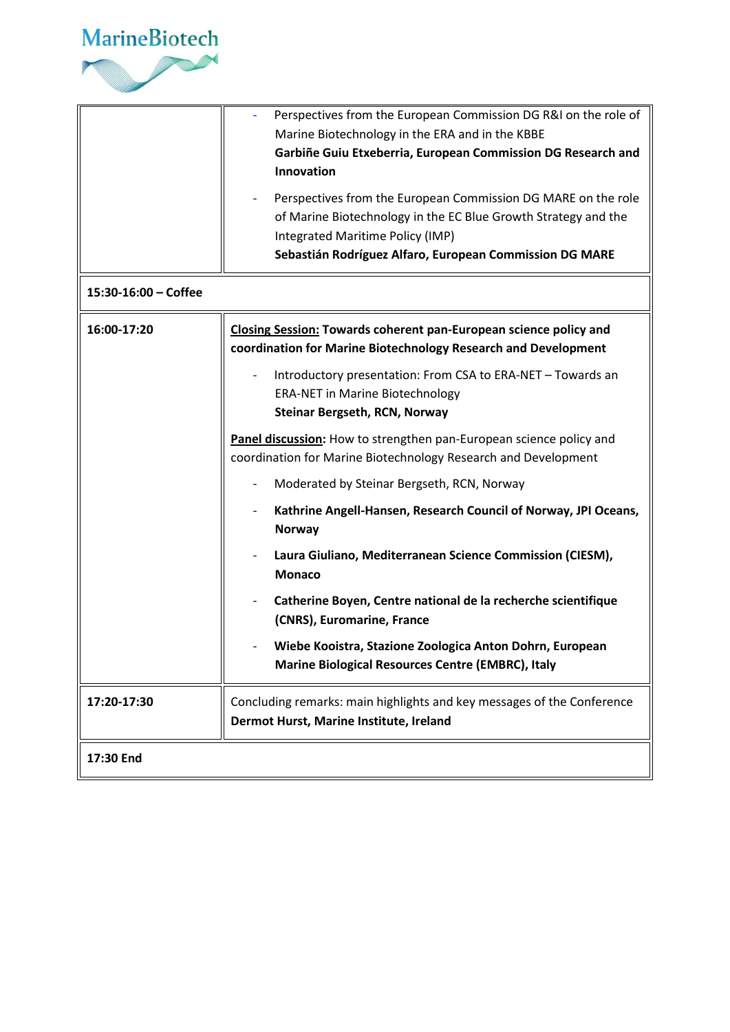| | |
|---|---|
| | - Perspectives from the European Commission DG R&I on the role of Marine Biotechnology in the ERA and in the KBBE<br>**Garbiñe Guiu Etxeberria, European Commission DG Research and Innovation**<br>- Perspectives from the European Commission DG MARE on the role of Marine Biotechnology in the EC Blue Growth Strategy and the Integrated Maritime Policy (IMP)<br>**Sebastián Rodríguez Alfaro, European Commission DG MARE** |
| **15:30-16:00 – Coffee** | |
| **16:00-17:20** | **<u>Closing Session:</u> Towards coherent pan-European science policy and coordination for Marine Biotechnology Research and Development**<br>- Introductory presentation: From CSA to ERA-NET – Towards an ERA-NET in Marine Biotechnology<br>**Steinar Bergseth, RCN, Norway**<br>**<u>Panel discussion</u>:** How to strengthen pan-European science policy and coordination for Marine Biotechnology Research and Development<br>- Moderated by Steinar Bergseth, RCN, Norway<br>- **Kathrine Angell-Hansen, Research Council of Norway, JPI Oceans, Norway**<br>- **Laura Giuliano, Mediterranean Science Commission (CIESM), Monaco**<br>- **Catherine Boyen, Centre national de la recherche scientifique (CNRS), Euromarine, France**<br>- **Wiebe Kooistra, Stazione Zoologica Anton Dohrn, European Marine Biological Resources Centre (EMBRC), Italy** |
| **17:20-17:30** | Concluding remarks: main highlights and key messages of the Conference<br>**Dermot Hurst, Marine Institute, Ireland** |
| **17:30 End** | |